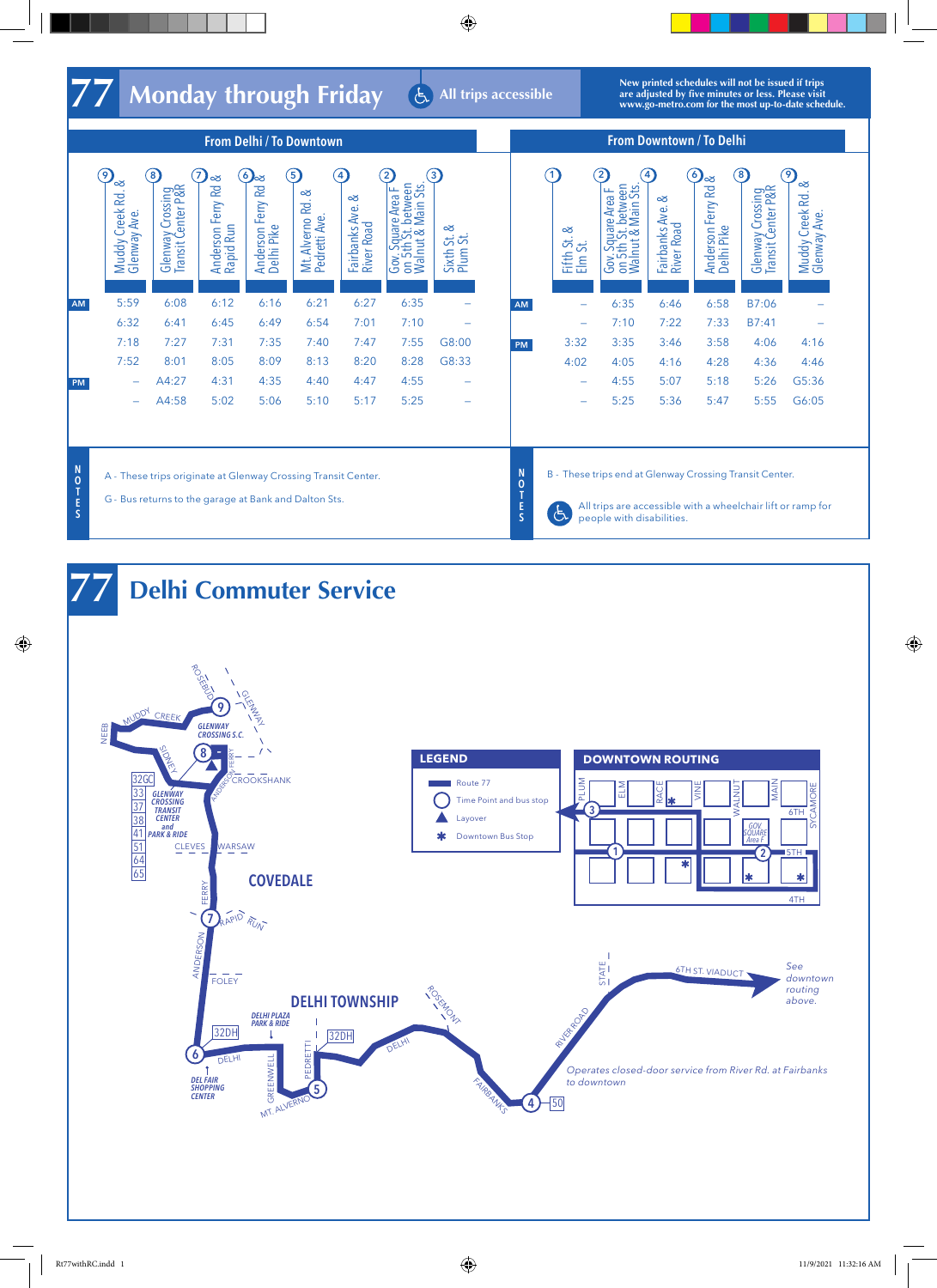# 77 Monday through Friday

All trips accessible

New printed schedules will not be issued if trips are adjusted by five minutes or less. Please visit www.go-metro.com for the most up-to-date schedule.

## From Delhi / To Downtown

| | (9) Muddy Creek Rd. & Glenway Ave. | (8) Glenway Crossing Transit Center P&R | (7) Anderson Ferry Rd & Rapid Run | (6) Anderson Ferry Rd & Delhi Pike | (5) Mt. Alverno Rd. & Pedretti Ave. | (4) Fairbanks Ave. & River Road | (2) Gov. Square Area F on 5th St. between Walnut & Main Sts. | (3) Sixth St. & Plum St. |
|---|---|---|---|---|---|---|---|---|
| AM | 5:59 | 6:08 | 6:12 | 6:16 | 6:21 | 6:27 | 6:35 | – |
| | 6:32 | 6:41 | 6:45 | 6:49 | 6:54 | 7:01 | 7:10 | – |
| | 7:18 | 7:27 | 7:31 | 7:35 | 7:40 | 7:47 | 7:55 | G8:00 |
| | 7:52 | 8:01 | 8:05 | 8:09 | 8:13 | 8:20 | 8:28 | G8:33 |
| PM | – | A4:27 | 4:31 | 4:35 | 4:40 | 4:47 | 4:55 | – |
| | – | A4:58 | 5:02 | 5:06 | 5:10 | 5:17 | 5:25 | – |

NOTES

A - These trips originate at Glenway Crossing Transit Center.

G - Bus returns to the garage at Bank and Dalton Sts.

## From Downtown / To Delhi

| | (1) Fifth St. & Elm St. | (2) Gov. Square Area F on 5th St. between Walnut & Main Sts. | (4) Fairbanks Ave. & River Road | (6) Anderson Ferry Rd & Delhi Pike | (8) Glenway Crossing Transit Center P&R | (9) Muddy Creek Rd. & Glenway Ave. |
|---|---|---|---|---|---|---|
| AM | – | 6:35 | 6:46 | 6:58 | B7:06 | – |
| | – | 7:10 | 7:22 | 7:33 | B7:41 | – |
| PM | 3:32 | 3:35 | 3:46 | 3:58 | 4:06 | 4:16 |
| | 4:02 | 4:05 | 4:16 | 4:28 | 4:36 | 4:46 |
| | – | 4:55 | 5:07 | 5:18 | 5:26 | G5:36 |
| | – | 5:25 | 5:36 | 5:47 | 5:55 | G6:05 |

NOTES

B - These trips end at Glenway Crossing Transit Center.

All trips are accessible with a wheelchair lift or ramp for people with disabilities.

# 77 Delhi Commuter Service

LEGEND
- Route 77
- Time Point and bus stop
- Layover
- Downtown Bus Stop

DOWNTOWN ROUTING

Operates closed-door service from River Rd. at Fairbanks to downtown

See downtown routing above.

GLENWAY CROSSING TRANSIT CENTER and PARK & RIDE: 32GC, 33, 37, 38, 41, 51, 64, 65

COVEDALE

DELHI TOWNSHIP

DELHI PLAZA PARK & RIDE

DEL FAIR SHOPPING CENTER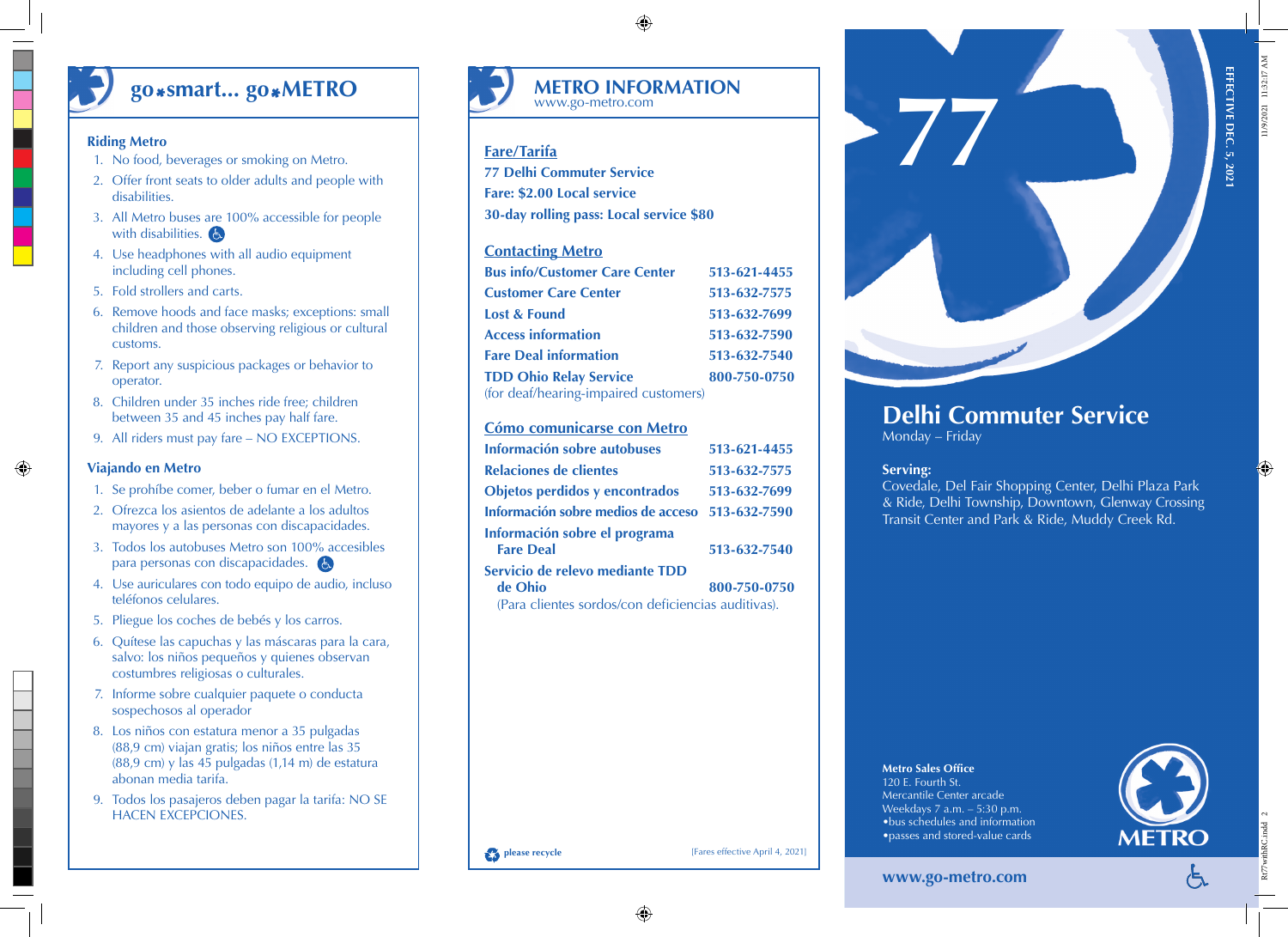## go✱smart... go✱METRO

### Riding Metro

1. No food, beverages or smoking on Metro.
2. Offer front seats to older adults and people with disabilities.
3. All Metro buses are 100% accessible for people with disabilities.
4. Use headphones with all audio equipment including cell phones.
5. Fold strollers and carts.
6. Remove hoods and face masks; exceptions: small children and those observing religious or cultural customs.
7. Report any suspicious packages or behavior to operator.
8. Children under 35 inches ride free; children between 35 and 45 inches pay half fare.
9. All riders must pay fare – NO EXCEPTIONS.

### Viajando en Metro

1. Se prohíbe comer, beber o fumar en el Metro.
2. Ofrezca los asientos de adelante a los adultos mayores y a las personas con discapacidades.
3. Todos los autobuses Metro son 100% accesibles para personas con discapacidades.
4. Use auriculares con todo equipo de audio, incluso teléfonos celulares.
5. Pliegue los coches de bebés y los carros.
6. Quítese las capuchas y las máscaras para la cara, salvo: los niños pequeños y quienes observan costumbres religiosas o culturales.
7. Informe sobre cualquier paquete o conducta sospechosos al operador
8. Los niños con estatura menor a 35 pulgadas (88,9 cm) viajan gratis; los niños entre las 35 (88,9 cm) y las 45 pulgadas (1,14 m) de estatura abonan media tarifa.
9. Todos los pasajeros deben pagar la tarifa: NO SE HACEN EXCEPCIONES.

## METRO INFORMATION

www.go-metro.com

### Fare/Tarifa

**77 Delhi Commuter Service**
**Fare: $2.00 Local service**
**30-day rolling pass: Local service $80**

### Contacting Metro

| | |
|---|---|
| Bus info/Customer Care Center | 513-621-4455 |
| Customer Care Center | 513-632-7575 |
| Lost & Found | 513-632-7699 |
| Access information | 513-632-7590 |
| Fare Deal information | 513-632-7540 |
| TDD Ohio Relay Service (for deaf/hearing-impaired customers) | 800-750-0750 |

### Cómo comunicarse con Metro

| | |
|---|---|
| Información sobre autobuses | 513-621-4455 |
| Relaciones de clientes | 513-632-7575 |
| Objetos perdidos y encontrados | 513-632-7699 |
| Información sobre medios de acceso | 513-632-7590 |
| Información sobre el programa Fare Deal | 513-632-7540 |
| Servicio de relevo mediante TDD de Ohio (Para clientes sordos/con deficiencias auditivas). | 800-750-0750 |

please recycle

[Fares effective April 4, 2021]

# 77

EFFECTIVE DEC. 5, 2021

# Delhi Commuter Service

Monday – Friday

**Serving:**
Covedale, Del Fair Shopping Center, Delhi Plaza Park & Ride, Delhi Township, Downtown, Glenway Crossing Transit Center and Park & Ride, Muddy Creek Rd.

**Metro Sales Office**
120 E. Fourth St.
Mercantile Center arcade
Weekdays 7 a.m. – 5:30 p.m.
•bus schedules and information
•passes and stored-value cards

METRO

**www.go-metro.com**